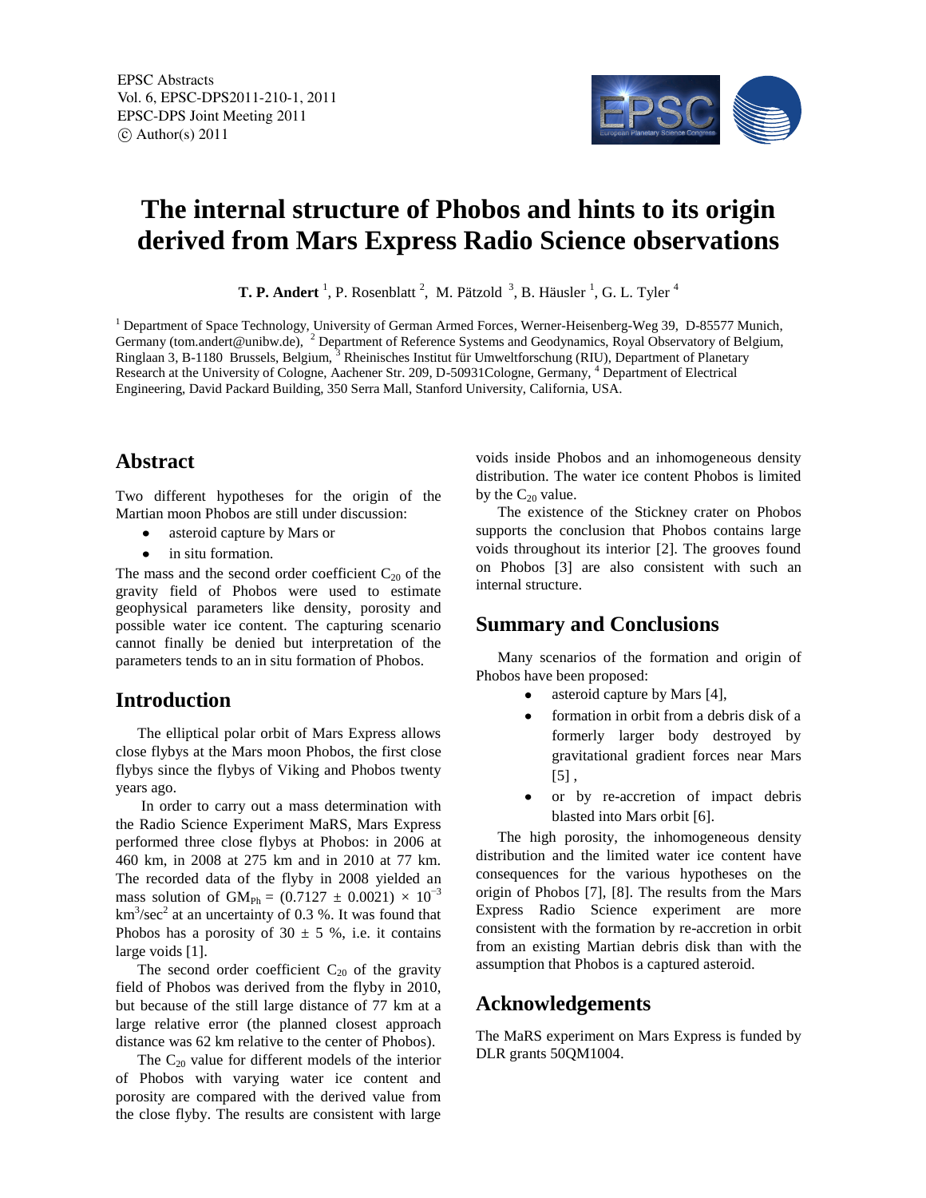EPSC Abstracts
Vol. 6, EPSC-DPS2011-210-1, 2011
EPSC-DPS Joint Meeting 2011
© Author(s) 2011

# The internal structure of Phobos and hints to its origin derived from Mars Express Radio Science observations

**T. P. Andert** [1], P. Rosenblatt [2], M. Pätzold [3], B. Häusler [1], G. L. Tyler [4]

[1] Department of Space Technology, University of German Armed Forces, Werner-Heisenberg-Weg 39, D-85577 Munich, Germany (tom.andert@unibw.de), [2] Department of Reference Systems and Geodynamics, Royal Observatory of Belgium, Ringlaan 3, B-1180 Brussels, Belgium, [3] Rheinisches Institut für Umweltforschung (RIU), Department of Planetary Research at the University of Cologne, Aachener Str. 209, D-50931Cologne, Germany, [4] Department of Electrical Engineering, David Packard Building, 350 Serra Mall, Stanford University, California, USA.

## Abstract

Two different hypotheses for the origin of the Martian moon Phobos are still under discussion:

- asteroid capture by Mars or
- in situ formation.

The mass and the second order coefficient $C_{20}$ of the gravity field of Phobos were used to estimate geophysical parameters like density, porosity and possible water ice content. The capturing scenario cannot finally be denied but interpretation of the parameters tends to an in situ formation of Phobos.

## Introduction

The elliptical polar orbit of Mars Express allows close flybys at the Mars moon Phobos, the first close flybys since the flybys of Viking and Phobos twenty years ago.

In order to carry out a mass determination with the Radio Science Experiment MaRS, Mars Express performed three close flybys at Phobos: in 2006 at 460 km, in 2008 at 275 km and in 2010 at 77 km. The recorded data of the flyby in 2008 yielded an mass solution of $GM_{Ph} = (0.7127 \pm 0.0021) \times 10^{-3}$ $km^3/sec^2$ at an uncertainty of 0.3 %. It was found that Phobos has a porosity of 30 ± 5 %, i.e. it contains large voids [1].

The second order coefficient $C_{20}$ of the gravity field of Phobos was derived from the flyby in 2010, but because of the still large distance of 77 km at a large relative error (the planned closest approach distance was 62 km relative to the center of Phobos).

The $C_{20}$ value for different models of the interior of Phobos with varying water ice content and porosity are compared with the derived value from the close flyby. The results are consistent with large voids inside Phobos and an inhomogeneous density distribution. The water ice content Phobos is limited by the $C_{20}$ value.

The existence of the Stickney crater on Phobos supports the conclusion that Phobos contains large voids throughout its interior [2]. The grooves found on Phobos [3] are also consistent with such an internal structure.

## Summary and Conclusions

Many scenarios of the formation and origin of Phobos have been proposed:

- asteroid capture by Mars [4],
- formation in orbit from a debris disk of a formerly larger body destroyed by gravitational gradient forces near Mars [5] ,
- or by re-accretion of impact debris blasted into Mars orbit [6].

The high porosity, the inhomogeneous density distribution and the limited water ice content have consequences for the various hypotheses on the origin of Phobos [7], [8]. The results from the Mars Express Radio Science experiment are more consistent with the formation by re-accretion in orbit from an existing Martian debris disk than with the assumption that Phobos is a captured asteroid.

## Acknowledgements

The MaRS experiment on Mars Express is funded by DLR grants 50QM1004.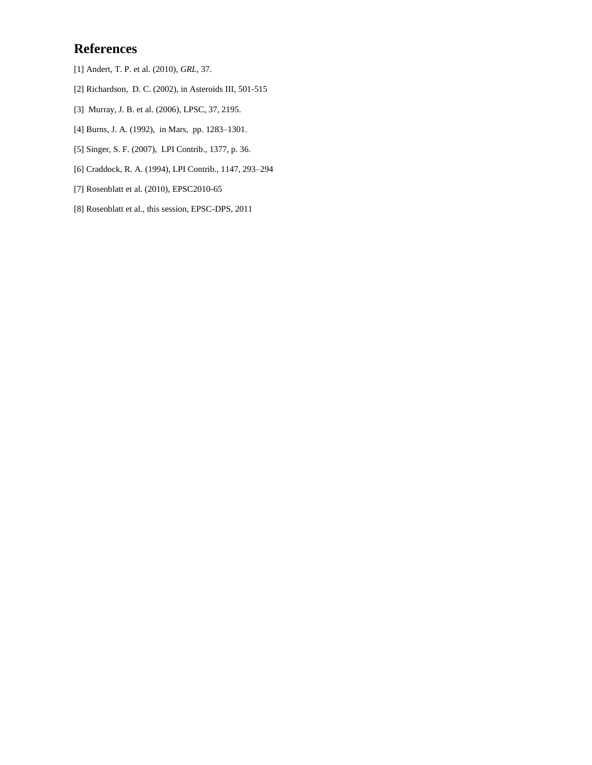## References

[1] Andert, T. P. et al. (2010), *GRL*, 37.

[2] Richardson, D. C. (2002), in Asteroids III, 501-515

[3] Murray, J. B. et al. (2006), LPSC, 37, 2195.

[4] Burns, J. A. (1992), in Mars, pp. 1283–1301.

[5] Singer, S. F. (2007), LPI Contrib., 1377, p. 36.

[6] Craddock, R. A. (1994), LPI Contrib., 1147, 293–294

[7] Rosenblatt et al. (2010), EPSC2010-65

[8] Rosenblatt et al., this session, EPSC-DPS, 2011